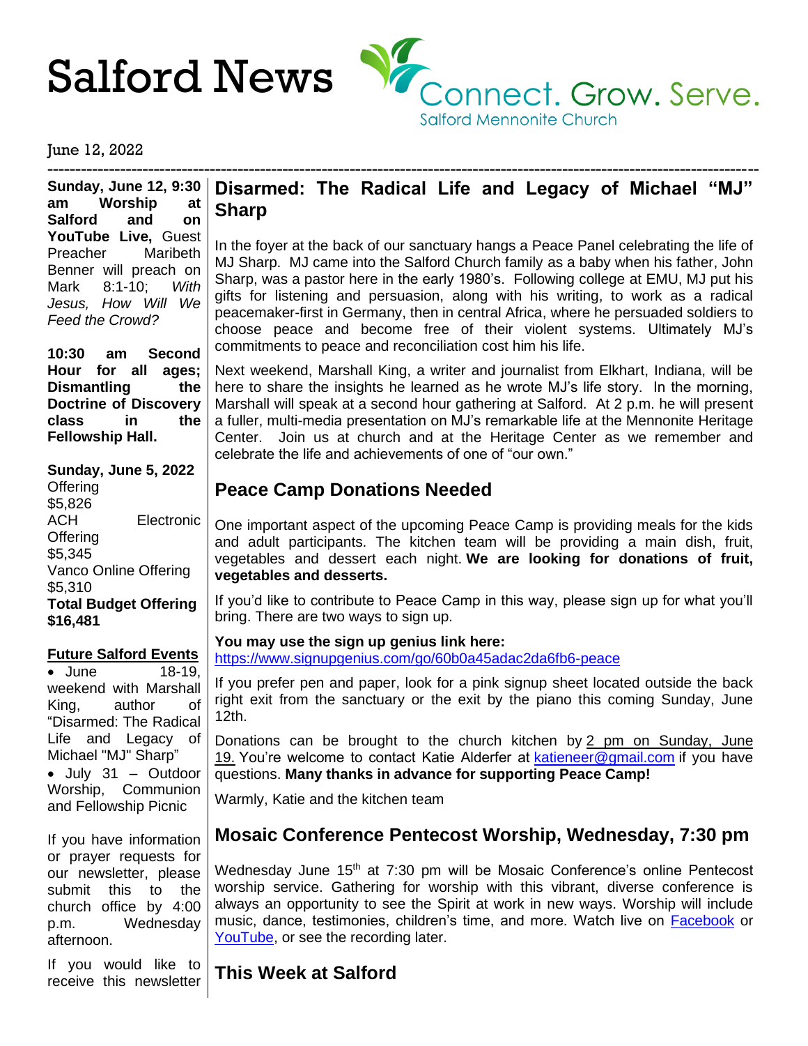# Salford News

Connect. Grow. Serve.
Salford Mennonite Church

June 12, 2022

**Sunday, June 12, 9:30 am Worship at Salford and on YouTube Live,** Guest Preacher Maribeth Benner will preach on Mark 8:1-10; *With Jesus, How Will We Feed the Crowd?*

**10:30 am Second Hour for all ages; Dismantling the Doctrine of Discovery class in the Fellowship Hall.**

**Sunday, June 5, 2022**
Offering
$5,826
ACH Electronic Offering
$5,345
Vanco Online Offering
$5,310
**Total Budget Offering**
**$16,481**

**Future Salford Events**

- June 18-19, weekend with Marshall King, author of "Disarmed: The Radical Life and Legacy of Michael "MJ" Sharp"
- July 31 – Outdoor Worship, Communion and Fellowship Picnic

If you have information or prayer requests for our newsletter, please submit this to the church office by 4:00 p.m. Wednesday afternoon.

If you would like to receive this newsletter

## Disarmed: The Radical Life and Legacy of Michael "MJ" Sharp

In the foyer at the back of our sanctuary hangs a Peace Panel celebrating the life of MJ Sharp. MJ came into the Salford Church family as a baby when his father, John Sharp, was a pastor here in the early 1980's. Following college at EMU, MJ put his gifts for listening and persuasion, along with his writing, to work as a radical peacemaker-first in Germany, then in central Africa, where he persuaded soldiers to choose peace and become free of their violent systems. Ultimately MJ's commitments to peace and reconciliation cost him his life.

Next weekend, Marshall King, a writer and journalist from Elkhart, Indiana, will be here to share the insights he learned as he wrote MJ's life story. In the morning, Marshall will speak at a second hour gathering at Salford. At 2 p.m. he will present a fuller, multi-media presentation on MJ's remarkable life at the Mennonite Heritage Center. Join us at church and at the Heritage Center as we remember and celebrate the life and achievements of one of "our own."

## Peace Camp Donations Needed

One important aspect of the upcoming Peace Camp is providing meals for the kids and adult participants. The kitchen team will be providing a main dish, fruit, vegetables and dessert each night. **We are looking for donations of fruit, vegetables and desserts.**

If you'd like to contribute to Peace Camp in this way, please sign up for what you'll bring. There are two ways to sign up.

**You may use the sign up genius link here:**
https://www.signupgenius.com/go/60b0a45adac2da6fb6-peace

If you prefer pen and paper, look for a pink signup sheet located outside the back right exit from the sanctuary or the exit by the piano this coming Sunday, June 12th.

Donations can be brought to the church kitchen by 2 pm on Sunday, June 19. You're welcome to contact Katie Alderfer at katieneer@gmail.com if you have questions. **Many thanks in advance for supporting Peace Camp!**

Warmly, Katie and the kitchen team

## Mosaic Conference Pentecost Worship, Wednesday, 7:30 pm

Wednesday June 15th at 7:30 pm will be Mosaic Conference's online Pentecost worship service. Gathering for worship with this vibrant, diverse conference is always an opportunity to see the Spirit at work in new ways. Worship will include music, dance, testimonies, children's time, and more. Watch live on Facebook or YouTube, or see the recording later.

## This Week at Salford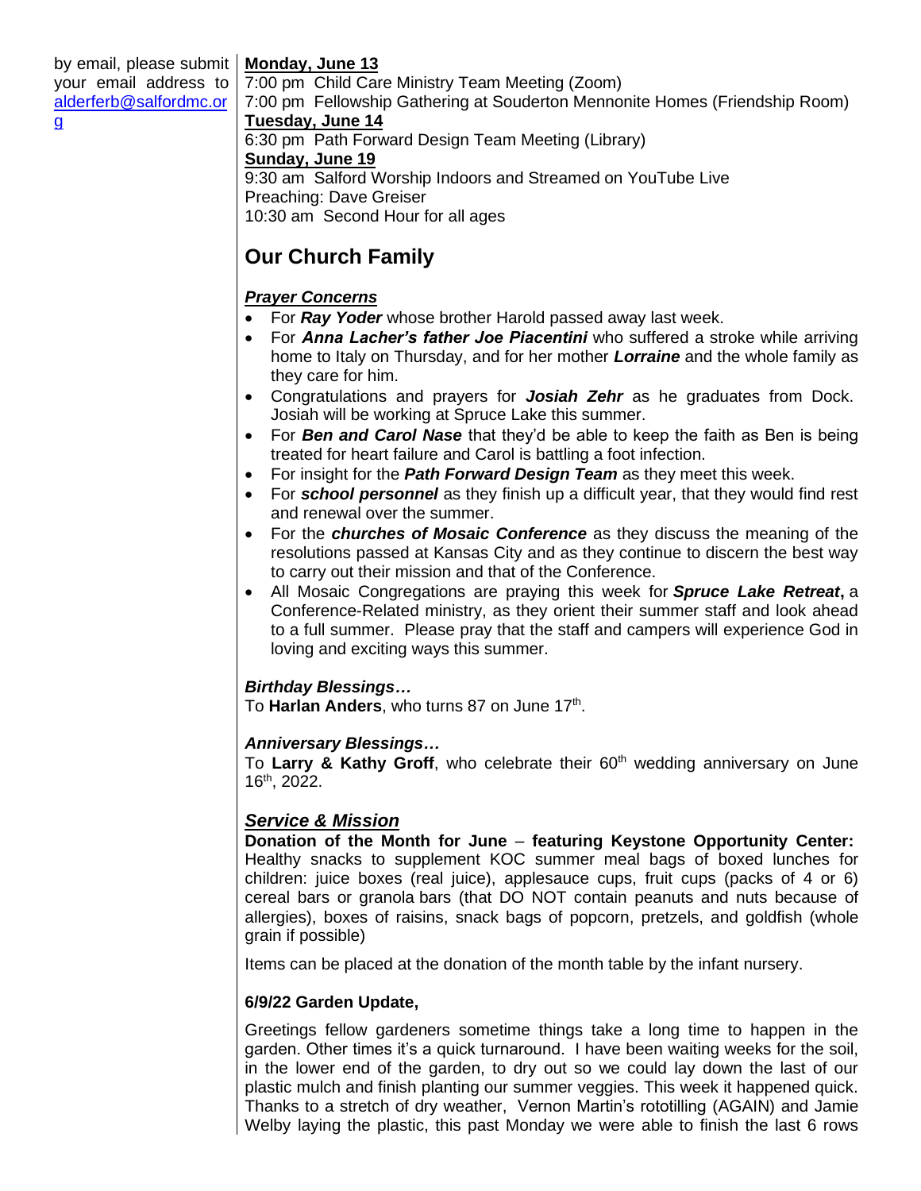by email, please submit your email address to alderferb@salfordmc.org

**Monday, June 13**
7:00 pm Child Care Ministry Team Meeting (Zoom)
7:00 pm Fellowship Gathering at Souderton Mennonite Homes (Friendship Room)

**Tuesday, June 14**
6:30 pm Path Forward Design Team Meeting (Library)

**Sunday, June 19**
9:30 am Salford Worship Indoors and Streamed on YouTube Live
Preaching: Dave Greiser
10:30 am Second Hour for all ages

## Our Church Family

***Prayer Concerns***

- For ***Ray Yoder*** whose brother Harold passed away last week.
- For ***Anna Lacher's father Joe Piacentini*** who suffered a stroke while arriving home to Italy on Thursday, and for her mother ***Lorraine*** and the whole family as they care for him.
- Congratulations and prayers for ***Josiah Zehr*** as he graduates from Dock. Josiah will be working at Spruce Lake this summer.
- For ***Ben and Carol Nase*** that they'd be able to keep the faith as Ben is being treated for heart failure and Carol is battling a foot infection.
- For insight for the ***Path Forward Design Team*** as they meet this week.
- For ***school personnel*** as they finish up a difficult year, that they would find rest and renewal over the summer.
- For the ***churches of Mosaic Conference*** as they discuss the meaning of the resolutions passed at Kansas City and as they continue to discern the best way to carry out their mission and that of the Conference.
- All Mosaic Congregations are praying this week for ***Spruce Lake Retreat*****,** a Conference-Related ministry, as they orient their summer staff and look ahead to a full summer. Please pray that the staff and campers will experience God in loving and exciting ways this summer.

***Birthday Blessings…***
To **Harlan Anders**, who turns 87 on June 17th.

***Anniversary Blessings…***
To **Larry & Kathy Groff**, who celebrate their 60th wedding anniversary on June 16th, 2022.

## ***Service & Mission***

**Donation of the Month for June** – **featuring Keystone Opportunity Center:** Healthy snacks to supplement KOC summer meal bags of boxed lunches for children: juice boxes (real juice), applesauce cups, fruit cups (packs of 4 or 6) cereal bars or granola bars (that DO NOT contain peanuts and nuts because of allergies), boxes of raisins, snack bags of popcorn, pretzels, and goldfish (whole grain if possible)

Items can be placed at the donation of the month table by the infant nursery.

**6/9/22 Garden Update,**

Greetings fellow gardeners sometime things take a long time to happen in the garden. Other times it's a quick turnaround. I have been waiting weeks for the soil, in the lower end of the garden, to dry out so we could lay down the last of our plastic mulch and finish planting our summer veggies. This week it happened quick. Thanks to a stretch of dry weather, Vernon Martin's rototilling (AGAIN) and Jamie Welby laying the plastic, this past Monday we were able to finish the last 6 rows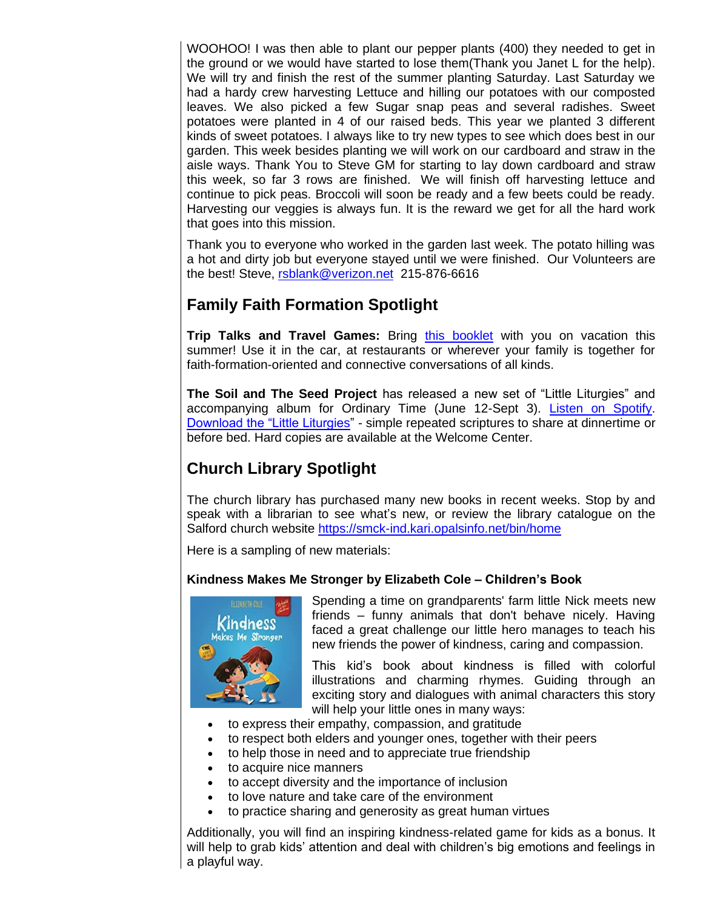WOOHOO! I was then able to plant our pepper plants (400) they needed to get in the ground or we would have started to lose them(Thank you Janet L for the help). We will try and finish the rest of the summer planting Saturday. Last Saturday we had a hardy crew harvesting Lettuce and hilling our potatoes with our composted leaves. We also picked a few Sugar snap peas and several radishes. Sweet potatoes were planted in 4 of our raised beds. This year we planted 3 different kinds of sweet potatoes. I always like to try new types to see which does best in our garden. This week besides planting we will work on our cardboard and straw in the aisle ways. Thank You to Steve GM for starting to lay down cardboard and straw this week, so far 3 rows are finished. We will finish off harvesting lettuce and continue to pick peas. Broccoli will soon be ready and a few beets could be ready. Harvesting our veggies is always fun. It is the reward we get for all the hard work that goes into this mission.

Thank you to everyone who worked in the garden last week. The potato hilling was a hot and dirty job but everyone stayed until we were finished. Our Volunteers are the best! Steve, rsblank@verizon.net 215-876-6616

## Family Faith Formation Spotlight

**Trip Talks and Travel Games:** Bring this booklet with you on vacation this summer! Use it in the car, at restaurants or wherever your family is together for faith-formation-oriented and connective conversations of all kinds.

**The Soil and The Seed Project** has released a new set of "Little Liturgies" and accompanying album for Ordinary Time (June 12-Sept 3). Listen on Spotify. Download the "Little Liturgies" - simple repeated scriptures to share at dinnertime or before bed. Hard copies are available at the Welcome Center.

## Church Library Spotlight

The church library has purchased many new books in recent weeks. Stop by and speak with a librarian to see what's new, or review the library catalogue on the Salford church website https://smck-ind.kari.opalsinfo.net/bin/home

Here is a sampling of new materials:

**Kindness Makes Me Stronger by Elizabeth Cole – Children's Book**

Spending a time on grandparents' farm little Nick meets new friends – funny animals that don't behave nicely. Having faced a great challenge our little hero manages to teach his new friends the power of kindness, caring and compassion.

This kid's book about kindness is filled with colorful illustrations and charming rhymes. Guiding through an exciting story and dialogues with animal characters this story will help your little ones in many ways:

- to express their empathy, compassion, and gratitude
- to respect both elders and younger ones, together with their peers
- to help those in need and to appreciate true friendship
- to acquire nice manners
- to accept diversity and the importance of inclusion
- to love nature and take care of the environment
- to practice sharing and generosity as great human virtues

Additionally, you will find an inspiring kindness-related game for kids as a bonus. It will help to grab kids' attention and deal with children's big emotions and feelings in a playful way.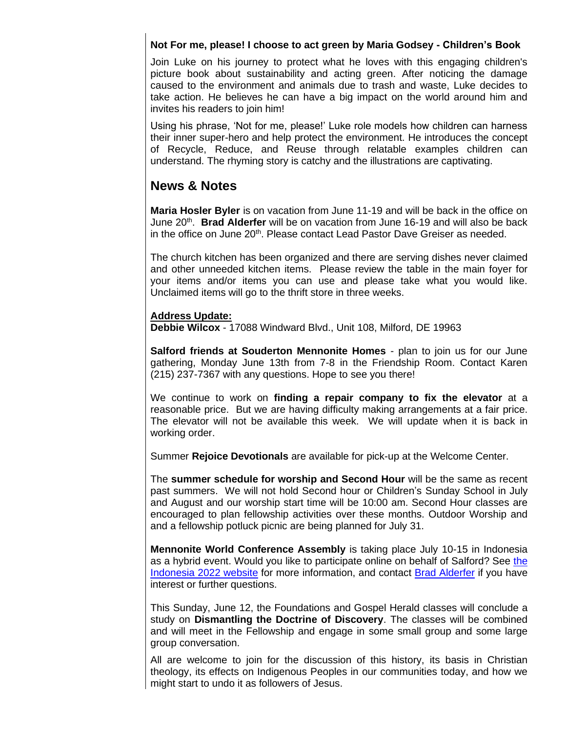**Not For me, please! I choose to act green by Maria Godsey - Children's Book**

Join Luke on his journey to protect what he loves with this engaging children's picture book about sustainability and acting green. After noticing the damage caused to the environment and animals due to trash and waste, Luke decides to take action. He believes he can have a big impact on the world around him and invites his readers to join him!

Using his phrase, 'Not for me, please!' Luke role models how children can harness their inner super-hero and help protect the environment. He introduces the concept of Recycle, Reduce, and Reuse through relatable examples children can understand. The rhyming story is catchy and the illustrations are captivating.

## News & Notes

**Maria Hosler Byler** is on vacation from June 11-19 and will be back in the office on June 20th. **Brad Alderfer** will be on vacation from June 16-19 and will also be back in the office on June 20th. Please contact Lead Pastor Dave Greiser as needed.

The church kitchen has been organized and there are serving dishes never claimed and other unneeded kitchen items. Please review the table in the main foyer for your items and/or items you can use and please take what you would like. Unclaimed items will go to the thrift store in three weeks.

**Address Update:**
**Debbie Wilcox** - 17088 Windward Blvd., Unit 108, Milford, DE 19963

**Salford friends at Souderton Mennonite Homes** - plan to join us for our June gathering, Monday June 13th from 7-8 in the Friendship Room. Contact Karen (215) 237-7367 with any questions. Hope to see you there!

We continue to work on **finding a repair company to fix the elevator** at a reasonable price. But we are having difficulty making arrangements at a fair price. The elevator will not be available this week. We will update when it is back in working order.

Summer **Rejoice Devotionals** are available for pick-up at the Welcome Center.

The **summer schedule for worship and Second Hour** will be the same as recent past summers. We will not hold Second hour or Children's Sunday School in July and August and our worship start time will be 10:00 am. Second Hour classes are encouraged to plan fellowship activities over these months. Outdoor Worship and and a fellowship potluck picnic are being planned for July 31.

**Mennonite World Conference Assembly** is taking place July 10-15 in Indonesia as a hybrid event. Would you like to participate online on behalf of Salford? See the Indonesia 2022 website for more information, and contact Brad Alderfer if you have interest or further questions.

This Sunday, June 12, the Foundations and Gospel Herald classes will conclude a study on **Dismantling the Doctrine of Discovery**. The classes will be combined and will meet in the Fellowship and engage in some small group and some large group conversation.

All are welcome to join for the discussion of this history, its basis in Christian theology, its effects on Indigenous Peoples in our communities today, and how we might start to undo it as followers of Jesus.